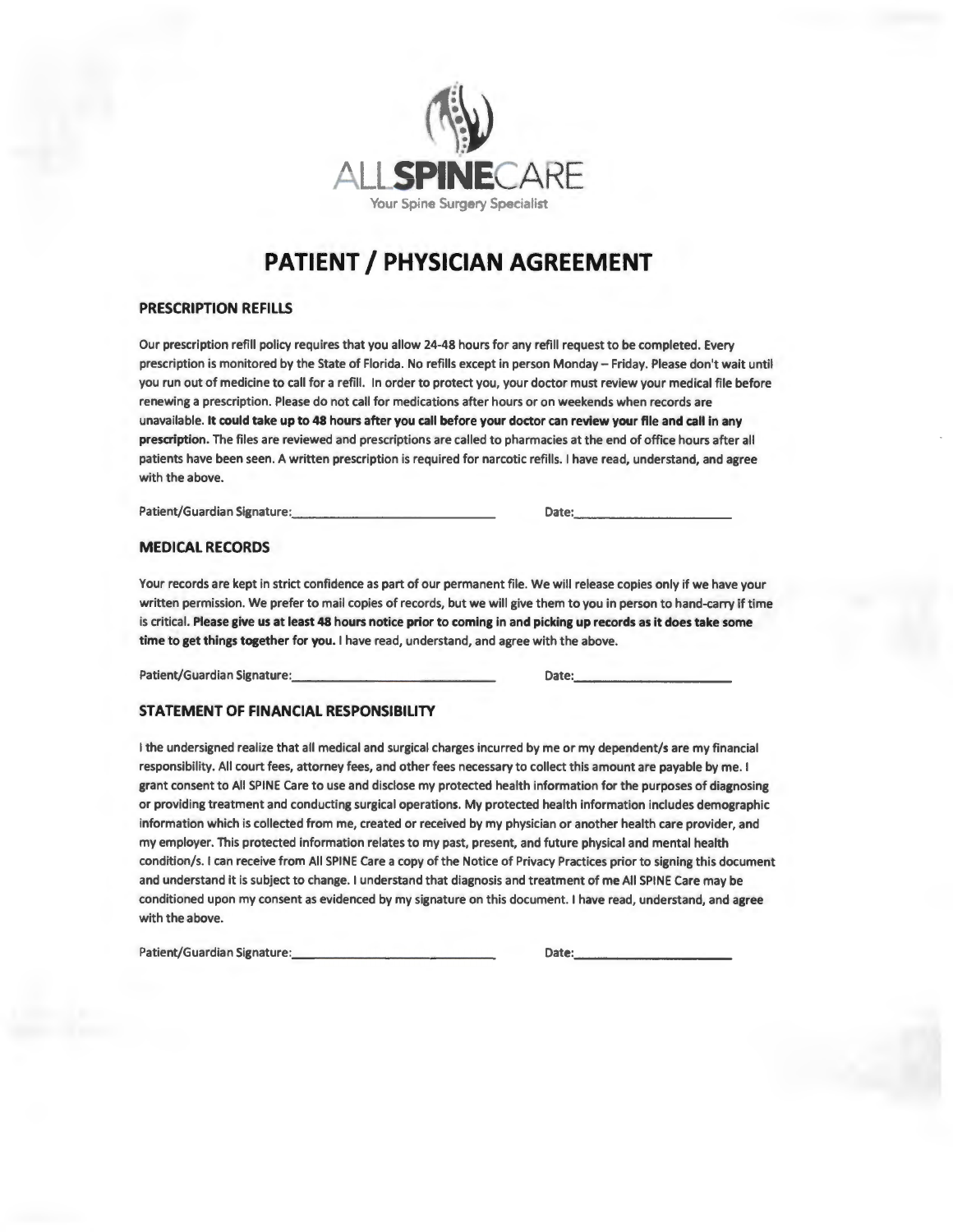ALL**SPINE**CARE

Your Spine Surgery Specialist

# PATIENT / PHYSICIAN AGREEMENT

## PRESCRIPTION REFILLS

Our prescription refill policy requires that you allow 24-48 hours for any refill request to be completed. Every prescription is monitored by the State of Florida. No refills except in person Monday – Friday. Please don't wait until you run out of medicine to call for a refill. In order to protect you, your doctor must review your medical file before renewing a prescription. Please do not call for medications after hours or on weekends when records are unavailable. **It could take up to 48 hours after you call before your doctor can review your file and call in any prescription.** The files are reviewed and prescriptions are called to pharmacies at the end of office hours after all patients have been seen. A written prescription is required for narcotic refills. I have read, understand, and agree with the above.

Patient/Guardian Signature:____________________________ Date:______________________

## MEDICAL RECORDS

Your records are kept in strict confidence as part of our permanent file. We will release copies only if we have your written permission. We prefer to mail copies of records, but we will give them to you in person to hand-carry if time is critical. **Please give us at least 48 hours notice prior to coming in and picking up records as it does take some time to get things together for you.** I have read, understand, and agree with the above.

Patient/Guardian Signature:____________________________ Date:______________________

## STATEMENT OF FINANCIAL RESPONSIBILITY

I the undersigned realize that all medical and surgical charges incurred by me or my dependent/s are my financial responsibility. All court fees, attorney fees, and other fees necessary to collect this amount are payable by me. I grant consent to All SPINE Care to use and disclose my protected health information for the purposes of diagnosing or providing treatment and conducting surgical operations. My protected health information includes demographic information which is collected from me, created or received by my physician or another health care provider, and my employer. This protected information relates to my past, present, and future physical and mental health condition/s. I can receive from All SPINE Care a copy of the Notice of Privacy Practices prior to signing this document and understand it is subject to change. I understand that diagnosis and treatment of me All SPINE Care may be conditioned upon my consent as evidenced by my signature on this document. I have read, understand, and agree with the above.

Patient/Guardian Signature:____________________________ Date:______________________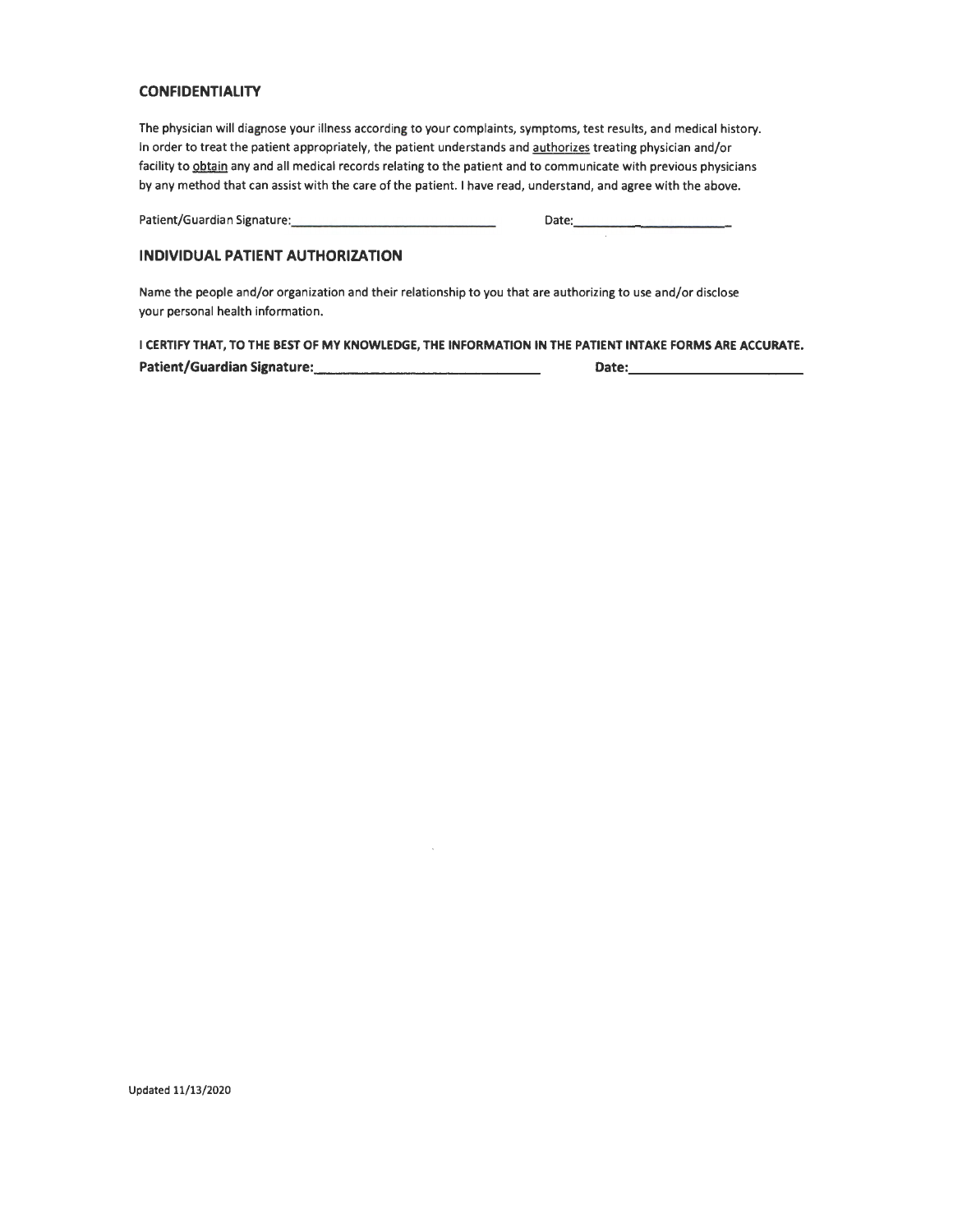### CONFIDENTIALITY

The physician will diagnose your illness according to your complaints, symptoms, test results, and medical history. In order to treat the patient appropriately, the patient understands and <u>authorizes</u> treating physician and/or facility to <u>obtain</u> any and all medical records relating to the patient and to communicate with previous physicians by any method that can assist with the care of the patient. I have read, understand, and agree with the above.

Patient/Guardian Signature:_____________________________ Date:______________________

### INDIVIDUAL PATIENT AUTHORIZATION

Name the people and/or organization and their relationship to you that are authorizing to use and/or disclose your personal health information.

**I CERTIFY THAT, TO THE BEST OF MY KNOWLEDGE, THE INFORMATION IN THE PATIENT INTAKE FORMS ARE ACCURATE.**

**Patient/Guardian Signature:_____________________________ Date:______________________**

Updated 11/13/2020